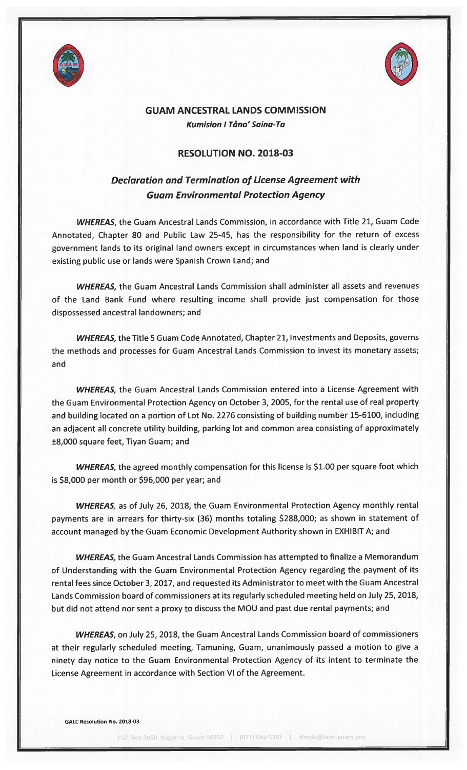# GUAM ANCESTRAL LANDS COMMISSION

***Kumision I Tåno' Saina-Ta***

## RESOLUTION NO. 2018-03

### *Declaration and Termination of License Agreement with Guam Environmental Protection Agency*

***WHEREAS***, the Guam Ancestral Lands Commission, in accordance with Title 21, Guam Code Annotated, Chapter 80 and Public Law 25-45, has the responsibility for the return of excess government lands to its original land owners except in circumstances when land is clearly under existing public use or lands were Spanish Crown Land; and

***WHEREAS***, the Guam Ancestral Lands Commission shall administer all assets and revenues of the Land Bank Fund where resulting income shall provide just compensation for those dispossessed ancestral landowners; and

***WHEREAS***, the Title 5 Guam Code Annotated, Chapter 21, Investments and Deposits, governs the methods and processes for Guam Ancestral Lands Commission to invest its monetary assets; and

***WHEREAS***, the Guam Ancestral Lands Commission entered into a License Agreement with the Guam Environmental Protection Agency on October 3, 2005, for the rental use of real property and building located on a portion of Lot No. 2276 consisting of building number 15-6100, including an adjacent all concrete utility building, parking lot and common area consisting of approximately ±8,000 square feet, Tiyan Guam; and

***WHEREAS***, the agreed monthly compensation for this license is $1.00 per square foot which is $8,000 per month or $96,000 per year; and

***WHEREAS***, as of July 26, 2018, the Guam Environmental Protection Agency monthly rental payments are in arrears for thirty-six (36) months totaling $288,000; as shown in statement of account managed by the Guam Economic Development Authority shown in EXHIBIT A; and

***WHEREAS***, the Guam Ancestral Lands Commission has attempted to finalize a Memorandum of Understanding with the Guam Environmental Protection Agency regarding the payment of its rental fees since October 3, 2017, and requested its Administrator to meet with the Guam Ancestral Lands Commission board of commissioners at its regularly scheduled meeting held on July 25, 2018, but did not attend nor sent a proxy to discuss the MOU and past due rental payments; and

***WHEREAS***, on July 25, 2018, the Guam Ancestral Lands Commission board of commissioners at their regularly scheduled meeting, Tamuning, Guam, unanimously passed a motion to give a ninety day notice to the Guam Environmental Protection Agency of its intent to terminate the License Agreement in accordance with Section VI of the Agreement.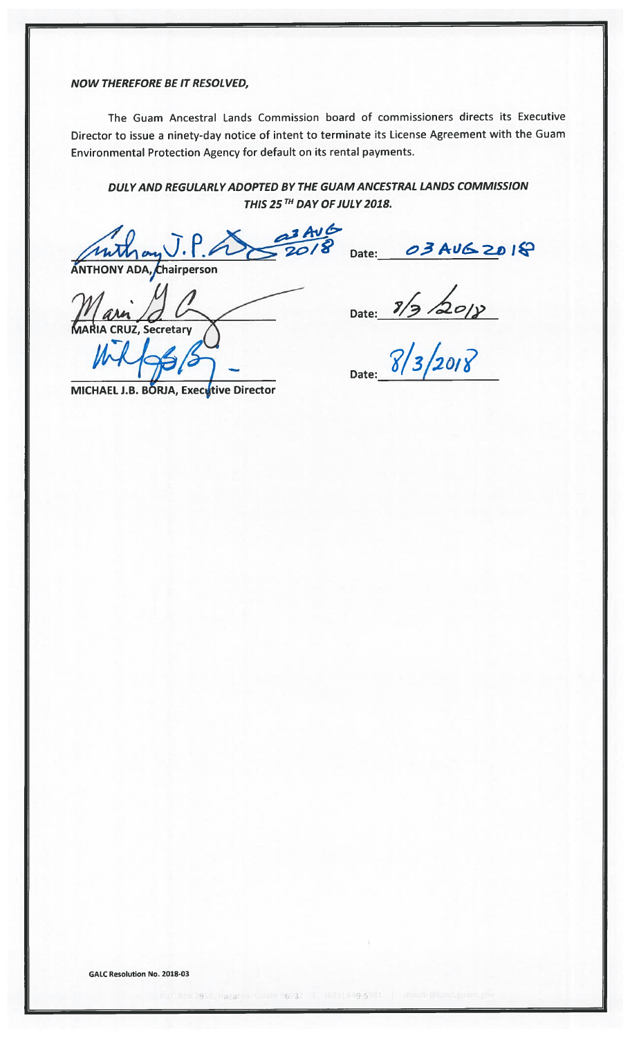***NOW THEREFORE BE IT RESOLVED,***

The Guam Ancestral Lands Commission board of commissioners directs its Executive Director to issue a ninety-day notice of intent to terminate its License Agreement with the Guam Environmental Protection Agency for default on its rental payments.

***DULY AND REGULARLY ADOPTED BY THE GUAM ANCESTRAL LANDS COMMISSION THIS 25TH DAY OF JULY 2018.***

Anthony J.P. Ada 03 AUG 2018 Date: 03 AUG 2018

**ANTHONY ADA, Chairperson**

Maria Cruz Date: 8/3/2018

**MARIA CRUZ, Secretary**

Michael J.B. Borja Date: 8/3/2018

**MICHAEL J.B. BORJA, Executive Director**

**GALC Resolution No. 2018-03**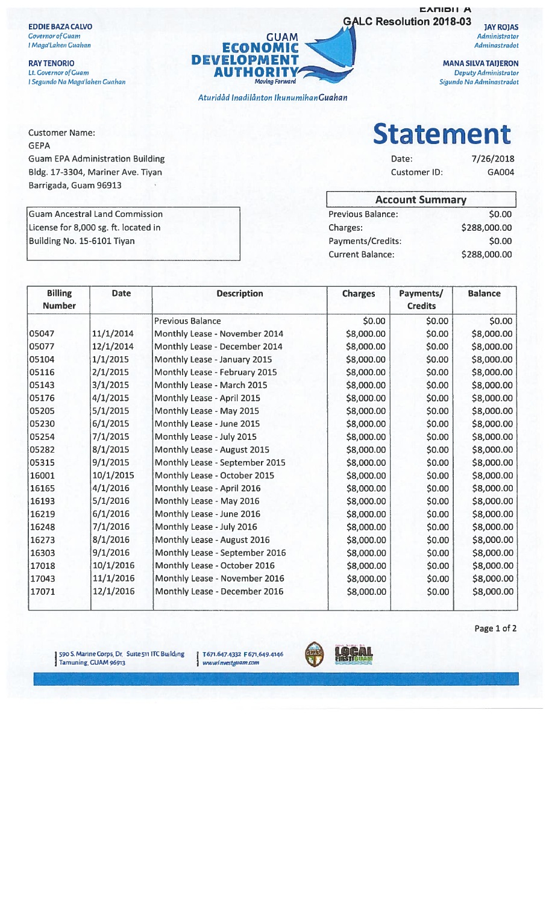EXHIBIT A

GALC Resolution 2018-03

**EDDIE BAZA CALVO**
*Governor of Guam*
*I Maga'Lahen Guahan*

**RAY TENORIO**
*Lt. Governor of Guam*
*I Segundo Na Maga'lahen Guahan*

**GUAM ECONOMIC DEVELOPMENT AUTHORITY**
*Moving Forward*

*Aturidåd Inadilånton IkunumihanGuahan*

**JAY ROJAS**
*Administrator*
*Adminastradot*

**MANA SILVA TAIJERON**
*Deputy Administrator*
*Sigundo Na Adminastradot*

Customer Name:
GEPA
Guam EPA Administration Building
Bldg. 17-3304, Mariner Ave. Tiyan
Barrigada, Guam 96913

# Statement

Date: 7/26/2018
Customer ID: GA004

Guam Ancestral Land Commission
License for 8,000 sg. ft. located in
Building No. 15-6101 Tiyan

| Account Summary | |
|---|---|
| Previous Balance: | $0.00 |
| Charges: | $288,000.00 |
| Payments/Credits: | $0.00 |
| Current Balance: | $288,000.00 |

| Billing Number | Date | Description | Charges | Payments/ Credits | Balance |
|---|---|---|---|---|---|
| | | Previous Balance | $0.00 | $0.00 | $0.00 |
| 05047 | 11/1/2014 | Monthly Lease - November 2014 | $8,000.00 | $0.00 | $8,000.00 |
| 05077 | 12/1/2014 | Monthly Lease - December 2014 | $8,000.00 | $0.00 | $8,000.00 |
| 05104 | 1/1/2015 | Monthly Lease - January 2015 | $8,000.00 | $0.00 | $8,000.00 |
| 05116 | 2/1/2015 | Monthly Lease - February 2015 | $8,000.00 | $0.00 | $8,000.00 |
| 05143 | 3/1/2015 | Monthly Lease - March 2015 | $8,000.00 | $0.00 | $8,000.00 |
| 05176 | 4/1/2015 | Monthly Lease - April 2015 | $8,000.00 | $0.00 | $8,000.00 |
| 05205 | 5/1/2015 | Monthly Lease - May 2015 | $8,000.00 | $0.00 | $8,000.00 |
| 05230 | 6/1/2015 | Monthly Lease - June 2015 | $8,000.00 | $0.00 | $8,000.00 |
| 05254 | 7/1/2015 | Monthly Lease - July 2015 | $8,000.00 | $0.00 | $8,000.00 |
| 05282 | 8/1/2015 | Monthly Lease - August 2015 | $8,000.00 | $0.00 | $8,000.00 |
| 05315 | 9/1/2015 | Monthly Lease - September 2015 | $8,000.00 | $0.00 | $8,000.00 |
| 16001 | 10/1/2015 | Monthly Lease - October 2015 | $8,000.00 | $0.00 | $8,000.00 |
| 16165 | 4/1/2016 | Monthly Lease - April 2016 | $8,000.00 | $0.00 | $8,000.00 |
| 16193 | 5/1/2016 | Monthly Lease - May 2016 | $8,000.00 | $0.00 | $8,000.00 |
| 16219 | 6/1/2016 | Monthly Lease - June 2016 | $8,000.00 | $0.00 | $8,000.00 |
| 16248 | 7/1/2016 | Monthly Lease - July 2016 | $8,000.00 | $0.00 | $8,000.00 |
| 16273 | 8/1/2016 | Monthly Lease - August 2016 | $8,000.00 | $0.00 | $8,000.00 |
| 16303 | 9/1/2016 | Monthly Lease - September 2016 | $8,000.00 | $0.00 | $8,000.00 |
| 17018 | 10/1/2016 | Monthly Lease - October 2016 | $8,000.00 | $0.00 | $8,000.00 |
| 17043 | 11/1/2016 | Monthly Lease - November 2016 | $8,000.00 | $0.00 | $8,000.00 |
| 17071 | 12/1/2016 | Monthly Lease - December 2016 | $8,000.00 | $0.00 | $8,000.00 |

590 S. Marine Corps, Dr. Suite 511 ITC Building
Tamuning, GUAM 96913

T 671.647.4332 F 671.649.4146
www.investguam.com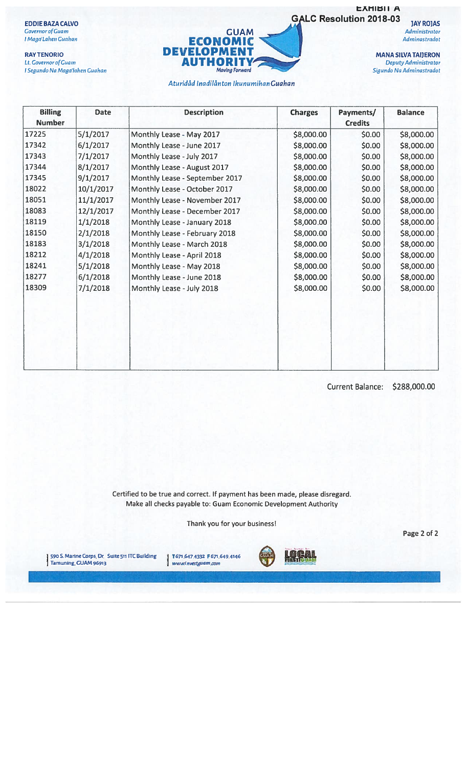**EXHIBIT A**
**GALC Resolution 2018-03**

**EDDIE BAZA CALVO**
*Governor of Guam*
*I Maga'Lahen Guahan*

**RAY TENORIO**
*Lt. Governor of Guam*
*I Segundo Na Maga'lahen Guahan*

**GUAM ECONOMIC DEVELOPMENT AUTHORITY**
*Moving Forward*

*Aturidåd Inadilånton Ikunumihan Guahan*

**JAY ROJAS**
*Administrator*
*Adminastradot*

**MANA SILVA TAIJERON**
*Deputy Administrator*
*Sigundo Na Adminastradot*

| Billing Number | Date | Description | Charges | Payments/ Credits | Balance |
|---|---|---|---|---|---|
| 17225 | 5/1/2017 | Monthly Lease - May 2017 | $8,000.00 | $0.00 | $8,000.00 |
| 17342 | 6/1/2017 | Monthly Lease - June 2017 | $8,000.00 | $0.00 | $8,000.00 |
| 17343 | 7/1/2017 | Monthly Lease - July 2017 | $8,000.00 | $0.00 | $8,000.00 |
| 17344 | 8/1/2017 | Monthly Lease - August 2017 | $8,000.00 | $0.00 | $8,000.00 |
| 17345 | 9/1/2017 | Monthly Lease - September 2017 | $8,000.00 | $0.00 | $8,000.00 |
| 18022 | 10/1/2017 | Monthly Lease - October 2017 | $8,000.00 | $0.00 | $8,000.00 |
| 18051 | 11/1/2017 | Monthly Lease - November 2017 | $8,000.00 | $0.00 | $8,000.00 |
| 18083 | 12/1/2017 | Monthly Lease - December 2017 | $8,000.00 | $0.00 | $8,000.00 |
| 18119 | 1/1/2018 | Monthly Lease - January 2018 | $8,000.00 | $0.00 | $8,000.00 |
| 18150 | 2/1/2018 | Monthly Lease - February 2018 | $8,000.00 | $0.00 | $8,000.00 |
| 18183 | 3/1/2018 | Monthly Lease - March 2018 | $8,000.00 | $0.00 | $8,000.00 |
| 18212 | 4/1/2018 | Monthly Lease - April 2018 | $8,000.00 | $0.00 | $8,000.00 |
| 18241 | 5/1/2018 | Monthly Lease - May 2018 | $8,000.00 | $0.00 | $8,000.00 |
| 18277 | 6/1/2018 | Monthly Lease - June 2018 | $8,000.00 | $0.00 | $8,000.00 |
| 18309 | 7/1/2018 | Monthly Lease - July 2018 | $8,000.00 | $0.00 | $8,000.00 |

Current Balance: $288,000.00

Certified to be true and correct. If payment has been made, please disregard.
Make all checks payable to: Guam Economic Development Authority

Thank you for your business!

590 S. Marine Corps, Dr. Suite 511 ITC Building
Tamuning, GUAM 96913

T 671.647.4332 F 671.649.4146
www.investguam.com